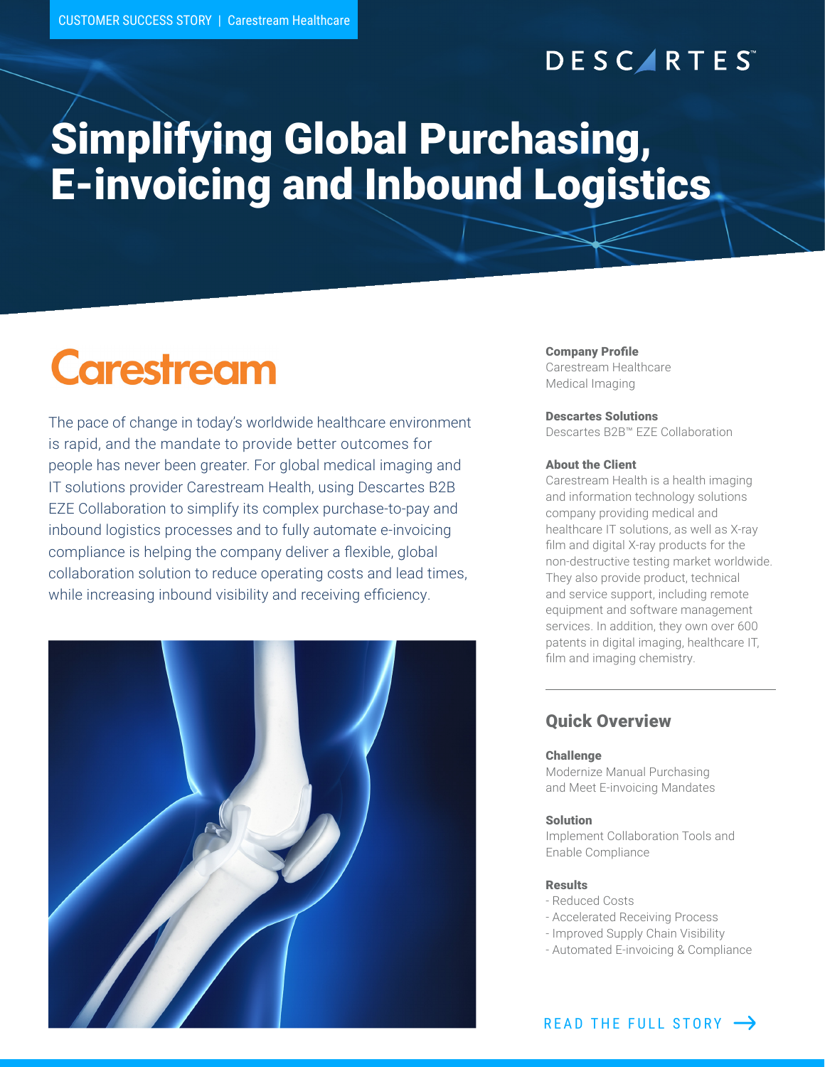CUSTOMER SUCCESS STORY | Carestream Healthcare

DESCARTES™

# Simplifying Global Purchasing, E-invoicing and Inbound Logistics

## Carestream

The pace of change in today's worldwide healthcare environment is rapid, and the mandate to provide better outcomes for people has never been greater. For global medical imaging and IT solutions provider Carestream Health, using Descartes B2B EZE Collaboration to simplify its complex purchase-to-pay and inbound logistics processes and to fully automate e-invoicing compliance is helping the company deliver a flexible, global collaboration solution to reduce operating costs and lead times, while increasing inbound visibility and receiving efficiency.

**Company Profile**
Carestream Healthcare
Medical Imaging

**Descartes Solutions**
Descartes B2B™ EZE Collaboration

**About the Client**
Carestream Health is a health imaging and information technology solutions company providing medical and healthcare IT solutions, as well as X-ray film and digital X-ray products for the non-destructive testing market worldwide. They also provide product, technical and service support, including remote equipment and software management services. In addition, they own over 600 patents in digital imaging, healthcare IT, film and imaging chemistry.

## Quick Overview

**Challenge**
Modernize Manual Purchasing and Meet E-invoicing Mandates

**Solution**
Implement Collaboration Tools and Enable Compliance

**Results**
- Reduced Costs
- Accelerated Receiving Process
- Improved Supply Chain Visibility
- Automated E-invoicing & Compliance

READ THE FULL STORY →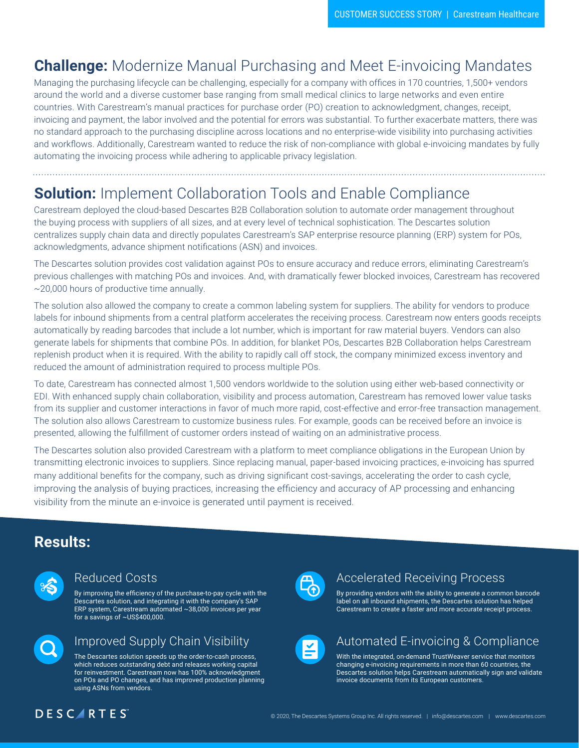## **Challenge:** Modernize Manual Purchasing and Meet E-invoicing Mandates

Managing the purchasing lifecycle can be challenging, especially for a company with offices in 170 countries, 1,500+ vendors around the world and a diverse customer base ranging from small medical clinics to large networks and even entire countries. With Carestream's manual practices for purchase order (PO) creation to acknowledgment, changes, receipt, invoicing and payment, the labor involved and the potential for errors was substantial. To further exacerbate matters, there was no standard approach to the purchasing discipline across locations and no enterprise-wide visibility into purchasing activities and workflows. Additionally, Carestream wanted to reduce the risk of non-compliance with global e-invoicing mandates by fully automating the invoicing process while adhering to applicable privacy legislation.

## **Solution:** Implement Collaboration Tools and Enable Compliance

Carestream deployed the cloud-based Descartes B2B Collaboration solution to automate order management throughout the buying process with suppliers of all sizes, and at every level of technical sophistication. The Descartes solution centralizes supply chain data and directly populates Carestream's SAP enterprise resource planning (ERP) system for POs, acknowledgments, advance shipment notifications (ASN) and invoices.

The Descartes solution provides cost validation against POs to ensure accuracy and reduce errors, eliminating Carestream's previous challenges with matching POs and invoices. And, with dramatically fewer blocked invoices, Carestream has recovered ~20,000 hours of productive time annually.

The solution also allowed the company to create a common labeling system for suppliers. The ability for vendors to produce labels for inbound shipments from a central platform accelerates the receiving process. Carestream now enters goods receipts automatically by reading barcodes that include a lot number, which is important for raw material buyers. Vendors can also generate labels for shipments that combine POs. In addition, for blanket POs, Descartes B2B Collaboration helps Carestream replenish product when it is required. With the ability to rapidly call off stock, the company minimized excess inventory and reduced the amount of administration required to process multiple POs.

To date, Carestream has connected almost 1,500 vendors worldwide to the solution using either web-based connectivity or EDI. With enhanced supply chain collaboration, visibility and process automation, Carestream has removed lower value tasks from its supplier and customer interactions in favor of much more rapid, cost-effective and error-free transaction management. The solution also allows Carestream to customize business rules. For example, goods can be received before an invoice is presented, allowing the fulfillment of customer orders instead of waiting on an administrative process.

The Descartes solution also provided Carestream with a platform to meet compliance obligations in the European Union by transmitting electronic invoices to suppliers. Since replacing manual, paper-based invoicing practices, e-invoicing has spurred many additional benefits for the company, such as driving significant cost-savings, accelerating the order to cash cycle, improving the analysis of buying practices, increasing the efficiency and accuracy of AP processing and enhancing visibility from the minute an e-invoice is generated until payment is received.

## **Results:**

### Reduced Costs

By improving the efficiency of the purchase-to-pay cycle with the Descartes solution, and integrating it with the company's SAP ERP system, Carestream automated ~38,000 invoices per year for a savings of ~US$400,000.

### Improved Supply Chain Visibility

The Descartes solution speeds up the order-to-cash process, which reduces outstanding debt and releases working capital for reinvestment. Carestream now has 100% acknowledgment on POs and PO changes, and has improved production planning using ASNs from vendors.

### Accelerated Receiving Process

By providing vendors with the ability to generate a common barcode label on all inbound shipments, the Descartes solution has helped Carestream to create a faster and more accurate receipt process.

### Automated E-invoicing & Compliance

With the integrated, on-demand TrustWeaver service that monitors changing e-invoicing requirements in more than 60 countries, the Descartes solution helps Carestream automatically sign and validate invoice documents from its European customers.

DESCARTES

© 2020, The Descartes Systems Group Inc. All rights reserved. | info@descartes.com | www.descartes.com